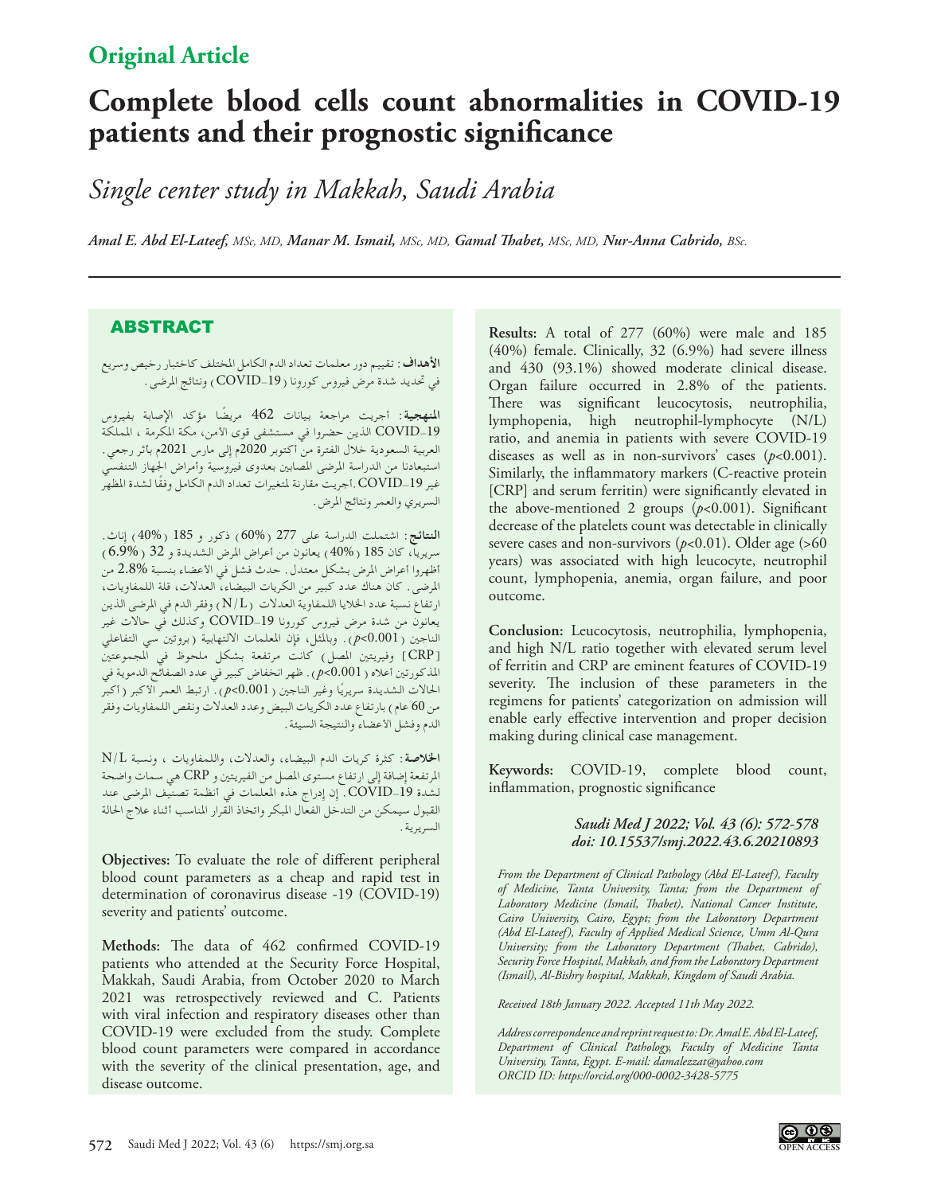**Original Article**

# Complete blood cells count abnormalities in COVID-19 patients and their prognostic significance

*Single center study in Makkah, Saudi Arabia*

***Amal E. Abd El-Lateef**, MSc, MD, **Manar M. Ismail**, MSc, MD, **Gamal Thabet**, MSc, MD, **Nur-Anna Cabrido**, BSc.*

## ABSTRACT

**الأهداف**: تقييم دور معلمات تعداد الدم الكامل المختلف كاختبار رخيص وسريع في تحديد شدة مرض فيروس كورونا (COVID-19) ونتائج المرضى.

**المنهجية**: أجريت مراجعة بيانات 462 مريضًا مؤكد الإصابة بفيروس COVID-19 الذين حضروا في مستشفى قوى الأمن، مكة المكرمة ، المملكة العربية السعودية خلال الفترة من أكتوبر 2020م إلى مارس 2021م بأثر رجعي. استبعادنا من الدراسة المرضى المصابين بعدوى فيروسية وأمراض الجهاز التنفسي غير COVID-19 .أجريت مقارنة لمتغيرات تعداد الدم الكامل وفقًا لشدة المظهر السريري والعمر ونتائج المرض.

**النتائج**: اشتملت الدراسة على 277 (60%) ذكور و 185 (40%) إناث. سريريا، كان 185 (40%) يعانون من أعراض المرض الشديدة و 32 (6.9%) أظهروا أعراض المرض بشكل معتدل. حدث فشل في الأعضاء بنسبة 2.8% من المرضى. كان هناك عدد كبير من الكريات البيضاء، العدلات، قلة اللمفاويات، ارتفاع نسبة عدد الخلايا اللمفاوية العدلات (N/L) وفقر الدم في المرضى الذين يعانون من شدة مرض فيروس كورونا COVID-19 وكذلك في حالات غير الناجين (p<0.001). وبالمثل، فإن المعلمات الالتهابية (بروتين سي التفاعلي [CRP] وفيريتين المصل) كانت مرتفعة بشكل ملحوظ في المجموعتين المذكورتين أعلاه (p<0.001). ظهر انخفاض كبير في عدد الصفائح الدموية في الحالات الشديدة سريريًا وغير الناجين (p<0.001). ارتبط العمر الأكبر (أكبر من 60 عام) بارتفاع عدد الكريات البيض وعدد العدلات ونقص اللمفاويات وفقر الدم وفشل الأعضاء والنتيجة السيئة.

**الخلاصة**: كثرة كريات الدم البيضاء، والعدلات، واللمفاويات ، ونسبة N/L المرتفعة إضافة إلى ارتفاع مستوى المصل من الفيريتين و CRP هي سمات واضحة لشدة COVID-19. إن إدراج هذه المعلمات في أنظمة تصنيف المرضى عند القبول سيمكن من التدخل الفعال المبكر واتخاذ القرار المناسب أثناء علاج الحالة السريرية.

**Objectives:** To evaluate the role of different peripheral blood count parameters as a cheap and rapid test in determination of coronavirus disease -19 (COVID-19) severity and patients' outcome.

**Methods:** The data of 462 confirmed COVID-19 patients who attended at the Security Force Hospital, Makkah, Saudi Arabia, from October 2020 to March 2021 was retrospectively reviewed and C. Patients with viral infection and respiratory diseases other than COVID-19 were excluded from the study. Complete blood count parameters were compared in accordance with the severity of the clinical presentation, age, and disease outcome.

**Results:** A total of 277 (60%) were male and 185 (40%) female. Clinically, 32 (6.9%) had severe illness and 430 (93.1%) showed moderate clinical disease. Organ failure occurred in 2.8% of the patients. There was significant leucocytosis, neutrophilia, lymphopenia, high neutrophil-lymphocyte (N/L) ratio, and anemia in patients with severe COVID-19 diseases as well as in non-survivors' cases ($p$<0.001). Similarly, the inflammatory markers (C-reactive protein [CRP] and serum ferritin) were significantly elevated in the above-mentioned 2 groups ($p$<0.001). Significant decrease of the platelets count was detectable in clinically severe cases and non-survivors ($p$<0.01). Older age (>60 years) was associated with high leucocyte, neutrophil count, lymphopenia, anemia, organ failure, and poor outcome.

**Conclusion:** Leucocytosis, neutrophilia, lymphopenia, and high N/L ratio together with elevated serum level of ferritin and CRP are eminent features of COVID-19 severity. The inclusion of these parameters in the regimens for patients' categorization on admission will enable early effective intervention and proper decision making during clinical case management.

**Keywords:** COVID-19, complete blood count, inflammation, prognostic significance

***Saudi Med J 2022; Vol. 43 (6): 572-578***
***doi: 10.15537/smj.2022.43.6.20210893***

*From the Department of Clinical Pathology (Abd El-Lateef), Faculty of Medicine, Tanta University, Tanta; from the Department of Laboratory Medicine (Ismail, Thabet), National Cancer Institute, Cairo University, Cairo, Egypt; from the Laboratory Department (Abd El-Lateef), Faculty of Applied Medical Science, Umm Al-Qura University; from the Laboratory Department (Thabet, Cabrido), Security Force Hospital, Makkah, and from the Laboratory Department (Ismail), Al-Bishry hospital, Makkah, Kingdom of Saudi Arabia.*

*Received 18th January 2022. Accepted 11th May 2022.*

*Address correspondence and reprint request to: Dr. Amal E. Abd El-Lateef, Department of Clinical Pathology, Faculty of Medicine Tanta University, Tanta, Egypt. E-mail: damalezzat@yahoo.com*
*ORCID ID: https://orcid.org/000-0002-3428-5775*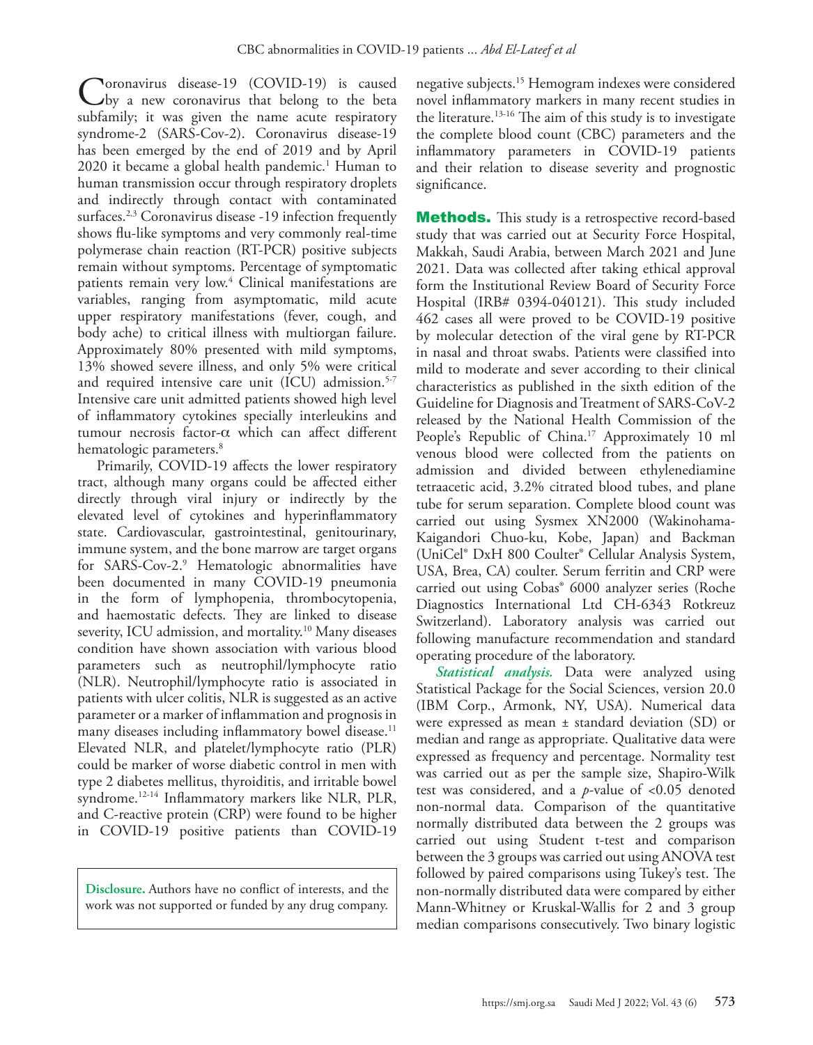Coronavirus disease-19 (COVID-19) is caused by a new coronavirus that belong to the beta subfamily; it was given the name acute respiratory syndrome-2 (SARS-Cov-2). Coronavirus disease-19 has been emerged by the end of 2019 and by April 2020 it became a global health pandemic.[1] Human to human transmission occur through respiratory droplets and indirectly through contact with contaminated surfaces.[2,3] Coronavirus disease -19 infection frequently shows flu-like symptoms and very commonly real-time polymerase chain reaction (RT-PCR) positive subjects remain without symptoms. Percentage of symptomatic patients remain very low.[4] Clinical manifestations are variables, ranging from asymptomatic, mild acute upper respiratory manifestations (fever, cough, and body ache) to critical illness with multiorgan failure. Approximately 80% presented with mild symptoms, 13% showed severe illness, and only 5% were critical and required intensive care unit (ICU) admission.[5-7] Intensive care unit admitted patients showed high level of inflammatory cytokines specially interleukins and tumour necrosis factor-α which can affect different hematologic parameters.[8]

Primarily, COVID-19 affects the lower respiratory tract, although many organs could be affected either directly through viral injury or indirectly by the elevated level of cytokines and hyperinflammatory state. Cardiovascular, gastrointestinal, genitourinary, immune system, and the bone marrow are target organs for SARS-Cov-2.[9] Hematologic abnormalities have been documented in many COVID-19 pneumonia in the form of lymphopenia, thrombocytopenia, and haemostatic defects. They are linked to disease severity, ICU admission, and mortality.[10] Many diseases condition have shown association with various blood parameters such as neutrophil/lymphocyte ratio (NLR). Neutrophil/lymphocyte ratio is associated in patients with ulcer colitis, NLR is suggested as an active parameter or a marker of inflammation and prognosis in many diseases including inflammatory bowel disease.[11] Elevated NLR, and platelet/lymphocyte ratio (PLR) could be marker of worse diabetic control in men with type 2 diabetes mellitus, thyroiditis, and irritable bowel syndrome.[12-14] Inflammatory markers like NLR, PLR, and C-reactive protein (CRP) were found to be higher in COVID-19 positive patients than COVID-19 negative subjects.[15] Hemogram indexes were considered novel inflammatory markers in many recent studies in the literature.[13-16] The aim of this study is to investigate the complete blood count (CBC) parameters and the inflammatory parameters in COVID-19 patients and their relation to disease severity and prognostic significance.

**Disclosure.** Authors have no conflict of interests, and the work was not supported or funded by any drug company.

## Methods.

This study is a retrospective record-based study that was carried out at Security Force Hospital, Makkah, Saudi Arabia, between March 2021 and June 2021. Data was collected after taking ethical approval form the Institutional Review Board of Security Force Hospital (IRB# 0394-040121). This study included 462 cases all were proved to be COVID-19 positive by molecular detection of the viral gene by RT-PCR in nasal and throat swabs. Patients were classified into mild to moderate and sever according to their clinical characteristics as published in the sixth edition of the Guideline for Diagnosis and Treatment of SARS-CoV-2 released by the National Health Commission of the People's Republic of China.[17] Approximately 10 ml venous blood were collected from the patients on admission and divided between ethylenediamine tetraacetic acid, 3.2% citrated blood tubes, and plane tube for serum separation. Complete blood count was carried out using Sysmex XN2000 (Wakinohama-Kaigandori Chuo-ku, Kobe, Japan) and Backman (UniCel® DxH 800 Coulter® Cellular Analysis System, USA, Brea, CA) coulter. Serum ferritin and CRP were carried out using Cobas® 6000 analyzer series (Roche Diagnostics International Ltd CH-6343 Rotkreuz Switzerland). Laboratory analysis was carried out following manufacture recommendation and standard operating procedure of the laboratory.

*Statistical analysis.* Data were analyzed using Statistical Package for the Social Sciences, version 20.0 (IBM Corp., Armonk, NY, USA). Numerical data were expressed as mean ± standard deviation (SD) or median and range as appropriate. Qualitative data were expressed as frequency and percentage. Normality test was carried out as per the sample size, Shapiro-Wilk test was considered, and a *p*-value of <0.05 denoted non-normal data. Comparison of the quantitative normally distributed data between the 2 groups was carried out using Student t-test and comparison between the 3 groups was carried out using ANOVA test followed by paired comparisons using Tukey's test. The non-normally distributed data were compared by either Mann-Whitney or Kruskal-Wallis for 2 and 3 group median comparisons consecutively. Two binary logistic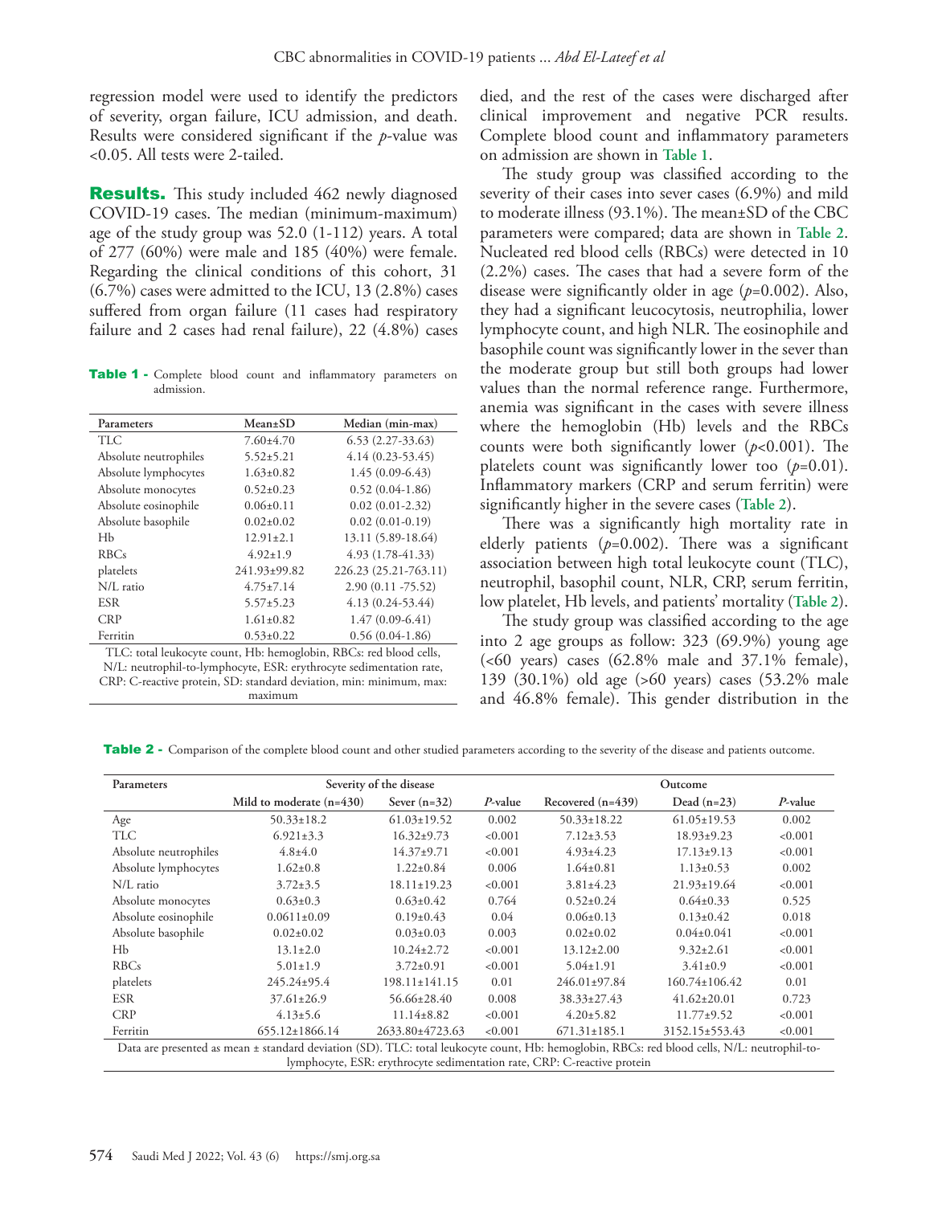regression model were used to identify the predictors of severity, organ failure, ICU admission, and death. Results were considered significant if the *p*-value was <0.05. All tests were 2-tailed.

**Results.** This study included 462 newly diagnosed COVID-19 cases. The median (minimum-maximum) age of the study group was 52.0 (1-112) years. A total of 277 (60%) were male and 185 (40%) were female. Regarding the clinical conditions of this cohort, 31 (6.7%) cases were admitted to the ICU, 13 (2.8%) cases suffered from organ failure (11 cases had respiratory failure and 2 cases had renal failure), 22 (4.8%) cases died, and the rest of the cases were discharged after clinical improvement and negative PCR results. Complete blood count and inflammatory parameters on admission are shown in **Table 1**.

**Table 1 -** Complete blood count and inflammatory parameters on admission.

| Parameters | Mean±SD | Median (min-max) |
|---|---|---|
| TLC | 7.60±4.70 | 6.53 (2.27-33.63) |
| Absolute neutrophiles | 5.52±5.21 | 4.14 (0.23-53.45) |
| Absolute lymphocytes | 1.63±0.82 | 1.45 (0.09-6.43) |
| Absolute monocytes | 0.52±0.23 | 0.52 (0.04-1.86) |
| Absolute eosinophile | 0.06±0.11 | 0.02 (0.01-2.32) |
| Absolute basophile | 0.02±0.02 | 0.02 (0.01-0.19) |
| Hb | 12.91±2.1 | 13.11 (5.89-18.64) |
| RBCs | 4.92±1.9 | 4.93 (1.78-41.33) |
| platelets | 241.93±99.82 | 226.23 (25.21-763.11) |
| N/L ratio | 4.75±7.14 | 2.90 (0.11 -75.52) |
| ESR | 5.57±5.23 | 4.13 (0.24-53.44) |
| CRP | 1.61±0.82 | 1.47 (0.09-6.41) |
| Ferritin | 0.53±0.22 | 0.56 (0.04-1.86) |

TLC: total leukocyte count, Hb: hemoglobin, RBCs: red blood cells, N/L: neutrophil-to-lymphocyte, ESR: erythrocyte sedimentation rate, CRP: C-reactive protein, SD: standard deviation, min: minimum, max: maximum

The study group was classified according to the severity of their cases into sever cases (6.9%) and mild to moderate illness (93.1%). The mean±SD of the CBC parameters were compared; data are shown in **Table 2**. Nucleated red blood cells (RBCs) were detected in 10 (2.2%) cases. The cases that had a severe form of the disease were significantly older in age (*p*=0.002). Also, they had a significant leucocytosis, neutrophilia, lower lymphocyte count, and high NLR. The eosinophile and basophile count was significantly lower in the sever than the moderate group but still both groups had lower values than the normal reference range. Furthermore, anemia was significant in the cases with severe illness where the hemoglobin (Hb) levels and the RBCs counts were both significantly lower (*p*<0.001). The platelets count was significantly lower too (*p*=0.01). Inflammatory markers (CRP and serum ferritin) were significantly higher in the severe cases (**Table 2**).

There was a significantly high mortality rate in elderly patients (*p*=0.002). There was a significant association between high total leukocyte count (TLC), neutrophil, basophil count, NLR, CRP, serum ferritin, low platelet, Hb levels, and patients' mortality (**Table 2**).

The study group was classified according to the age into 2 age groups as follow: 323 (69.9%) young age (<60 years) cases (62.8% male and 37.1% female), 139 (30.1%) old age (>60 years) cases (53.2% male and 46.8% female). This gender distribution in the

**Table 2 -** Comparison of the complete blood count and other studied parameters according to the severity of the disease and patients outcome.

| Parameters | Severity of the disease | | | Outcome | | |
|---|---|---|---|---|---|---|
| | Mild to moderate (n=430) | Sever (n=32) | *P*-value | Recovered (n=439) | Dead (n=23) | *P*-value |
| Age | 50.33±18.2 | 61.03±19.52 | 0.002 | 50.33±18.22 | 61.05±19.53 | 0.002 |
| TLC | 6.921±3.3 | 16.32±9.73 | <0.001 | 7.12±3.53 | 18.93±9.23 | <0.001 |
| Absolute neutrophiles | 4.8±4.0 | 14.37±9.71 | <0.001 | 4.93±4.23 | 17.13±9.13 | <0.001 |
| Absolute lymphocytes | 1.62±0.8 | 1.22±0.84 | 0.006 | 1.64±0.81 | 1.13±0.53 | 0.002 |
| N/L ratio | 3.72±3.5 | 18.11±19.23 | <0.001 | 3.81±4.23 | 21.93±19.64 | <0.001 |
| Absolute monocytes | 0.63±0.3 | 0.63±0.42 | 0.764 | 0.52±0.24 | 0.64±0.33 | 0.525 |
| Absolute eosinophile | 0.0611±0.09 | 0.19±0.43 | 0.04 | 0.06±0.13 | 0.13±0.42 | 0.018 |
| Absolute basophile | 0.02±0.02 | 0.03±0.03 | 0.003 | 0.02±0.02 | 0.04±0.041 | <0.001 |
| Hb | 13.1±2.0 | 10.24±2.72 | <0.001 | 13.12±2.00 | 9.32±2.61 | <0.001 |
| RBCs | 5.01±1.9 | 3.72±0.91 | <0.001 | 5.04±1.91 | 3.41±0.9 | <0.001 |
| platelets | 245.24±95.4 | 198.11±141.15 | 0.01 | 246.01±97.84 | 160.74±106.42 | 0.01 |
| ESR | 37.61±26.9 | 56.66±28.40 | 0.008 | 38.33±27.43 | 41.62±20.01 | 0.723 |
| CRP | 4.13±5.6 | 11.14±8.82 | <0.001 | 4.20±5.82 | 11.77±9.52 | <0.001 |
| Ferritin | 655.12±1866.14 | 2633.80±4723.63 | <0.001 | 671.31±185.1 | 3152.15±553.43 | <0.001 |

Data are presented as mean ± standard deviation (SD). TLC: total leukocyte count, Hb: hemoglobin, RBCs: red blood cells, N/L: neutrophil-to-lymphocyte, ESR: erythrocyte sedimentation rate, CRP: C-reactive protein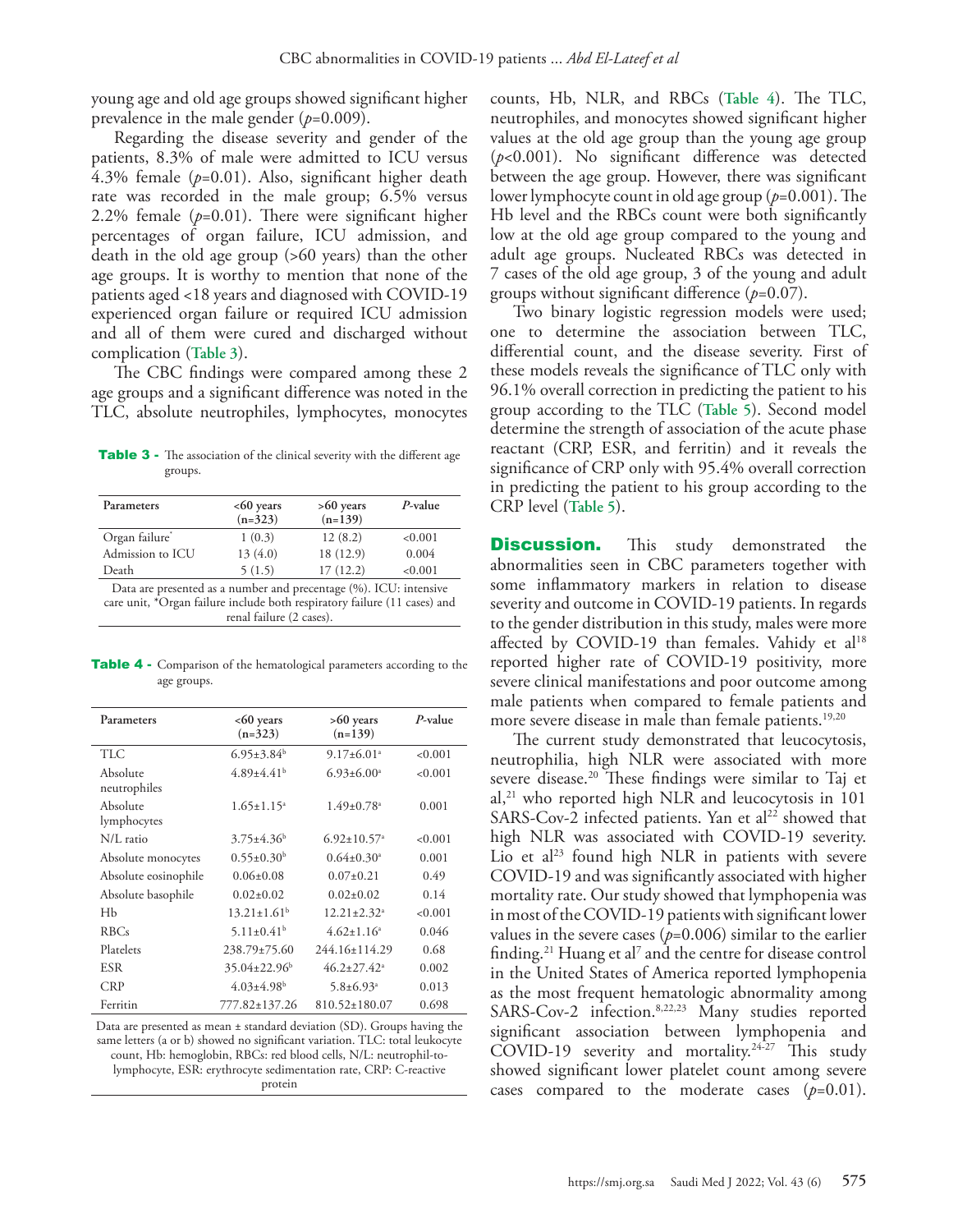young age and old age groups showed significant higher prevalence in the male gender ($p$=0.009).

Regarding the disease severity and gender of the patients, 8.3% of male were admitted to ICU versus 4.3% female ($p$=0.01). Also, significant higher death rate was recorded in the male group; 6.5% versus 2.2% female ($p$=0.01). There were significant higher percentages of organ failure, ICU admission, and death in the old age group (>60 years) than the other age groups. It is worthy to mention that none of the patients aged <18 years and diagnosed with COVID-19 experienced organ failure or required ICU admission and all of them were cured and discharged without complication (**Table 3**).

The CBC findings were compared among these 2 age groups and a significant difference was noted in the TLC, absolute neutrophiles, lymphocytes, monocytes counts, Hb, NLR, and RBCs (**Table 4**). The TLC, neutrophiles, and monocytes showed significant higher values at the old age group than the young age group ($p$<0.001). No significant difference was detected between the age group. However, there was significant lower lymphocyte count in old age group ($p$=0.001). The Hb level and the RBCs count were both significantly low at the old age group compared to the young and adult age groups. Nucleated RBCs was detected in 7 cases of the old age group, 3 of the young and adult groups without significant difference ($p$=0.07).

Two binary logistic regression models were used; one to determine the association between TLC, differential count, and the disease severity. First of these models reveals the significance of TLC only with 96.1% overall correction in predicting the patient to his group according to the TLC (**Table 5**). Second model determine the strength of association of the acute phase reactant (CRP, ESR, and ferritin) and it reveals the significance of CRP only with 95.4% overall correction in predicting the patient to his group according to the CRP level (**Table 5**).

**Table 3 -** The association of the clinical severity with the different age groups.

| Parameters | <60 years (n=323) | >60 years (n=139) | *P*-value |
|---|---|---|---|
| Organ failure* | 1 (0.3) | 12 (8.2) | <0.001 |
| Admission to ICU | 13 (4.0) | 18 (12.9) | 0.004 |
| Death | 5 (1.5) | 17 (12.2) | <0.001 |

Data are presented as a number and precentage (%). ICU: intensive care unit, *Organ failure include both respiratory failure (11 cases) and renal failure (2 cases).

**Table 4 -** Comparison of the hematological parameters according to the age groups.

| Parameters | <60 years (n=323) | >60 years (n=139) | *P*-value |
|---|---|---|---|
| TLC | 6.95±3.84[b] | 9.17±6.01[a] | <0.001 |
| Absolute neutrophiles | 4.89±4.41[b] | 6.93±6.00[a] | <0.001 |
| Absolute lymphocytes | 1.65±1.15[a] | 1.49±0.78[a] | 0.001 |
| N/L ratio | 3.75±4.36[b] | 6.92±10.57[a] | <0.001 |
| Absolute monocytes | 0.55±0.30[b] | 0.64±0.30[a] | 0.001 |
| Absolute eosinophile | 0.06±0.08 | 0.07±0.21 | 0.49 |
| Absolute basophile | 0.02±0.02 | 0.02±0.02 | 0.14 |
| Hb | 13.21±1.61[b] | 12.21±2.32[a] | <0.001 |
| RBCs | 5.11±0.41[b] | 4.62±1.16[a] | 0.046 |
| Platelets | 238.79±75.60 | 244.16±114.29 | 0.68 |
| ESR | 35.04±22.96[b] | 46.2±27.42[a] | 0.002 |
| CRP | 4.03±4.98[b] | 5.8±6.93[a] | 0.013 |
| Ferritin | 777.82±137.26 | 810.52±180.07 | 0.698 |

Data are presented as mean ± standard deviation (SD). Groups having the same letters (a or b) showed no significant variation. TLC: total leukocyte count, Hb: hemoglobin, RBCs: red blood cells, N/L: neutrophil-to-lymphocyte, ESR: erythrocyte sedimentation rate, CRP: C-reactive protein

## Discussion.

This study demonstrated the abnormalities seen in CBC parameters together with some inflammatory markers in relation to disease severity and outcome in COVID-19 patients. In regards to the gender distribution in this study, males were more affected by COVID-19 than females. Vahidy et al[18] reported higher rate of COVID-19 positivity, more severe clinical manifestations and poor outcome among male patients when compared to female patients and more severe disease in male than female patients.[19,20]

The current study demonstrated that leucocytosis, neutrophilia, high NLR were associated with more severe disease.[20] These findings were similar to Taj et al,[21] who reported high NLR and leucocytosis in 101 SARS-Cov-2 infected patients. Yan et al[22] showed that high NLR was associated with COVID-19 severity. Lio et al[23] found high NLR in patients with severe COVID-19 and was significantly associated with higher mortality rate. Our study showed that lymphopenia was in most of the COVID-19 patients with significant lower values in the severe cases ($p$=0.006) similar to the earlier finding.[21] Huang et al[7] and the centre for disease control in the United States of America reported lymphopenia as the most frequent hematologic abnormality among SARS-Cov-2 infection.[8,22,23] Many studies reported significant association between lymphopenia and COVID-19 severity and mortality.[24-27] This study showed significant lower platelet count among severe cases compared to the moderate cases ($p$=0.01).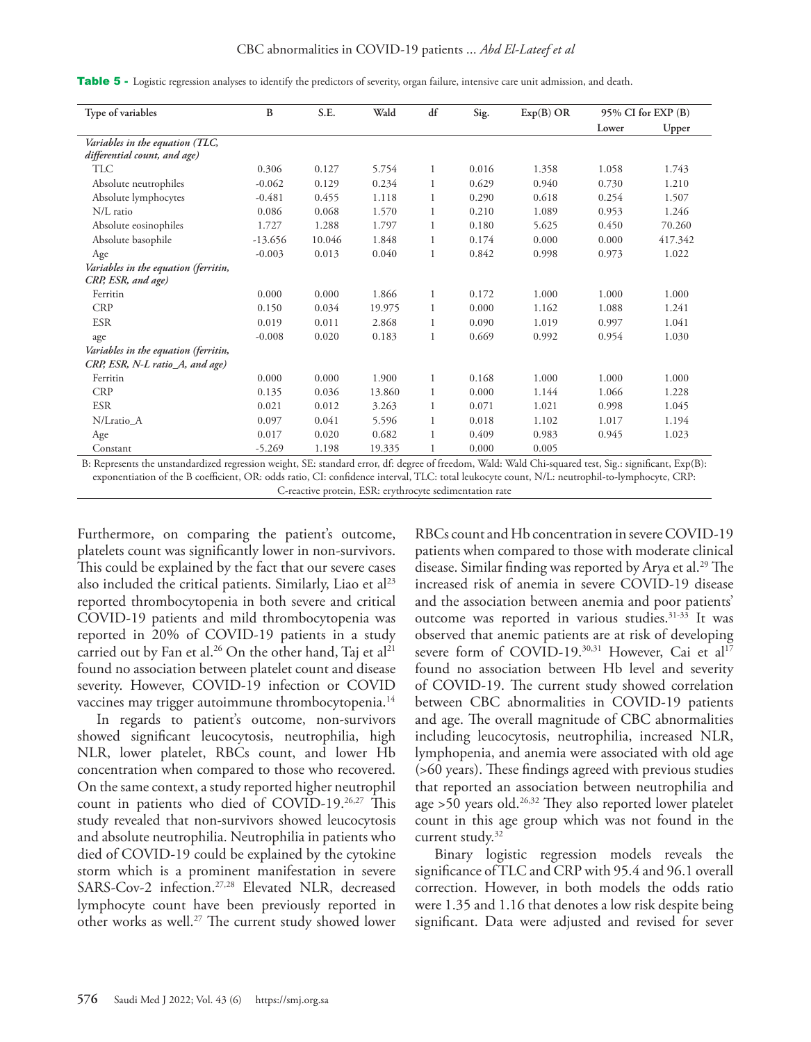**Table 5 -** Logistic regression analyses to identify the predictors of severity, organ failure, intensive care unit admission, and death.

| Type of variables | B | S.E. | Wald | df | Sig. | Exp(B) OR | 95% CI for EXP (B) | |
|---|---|---|---|---|---|---|---|---|
| | | | | | | | Lower | Upper |
| *Variables in the equation (TLC, differential count, and age)* | | | | | | | | |
| TLC | 0.306 | 0.127 | 5.754 | 1 | 0.016 | 1.358 | 1.058 | 1.743 |
| Absolute neutrophiles | -0.062 | 0.129 | 0.234 | 1 | 0.629 | 0.940 | 0.730 | 1.210 |
| Absolute lymphocytes | -0.481 | 0.455 | 1.118 | 1 | 0.290 | 0.618 | 0.254 | 1.507 |
| N/L ratio | 0.086 | 0.068 | 1.570 | 1 | 0.210 | 1.089 | 0.953 | 1.246 |
| Absolute eosinophiles | 1.727 | 1.288 | 1.797 | 1 | 0.180 | 5.625 | 0.450 | 70.260 |
| Absolute basophile | -13.656 | 10.046 | 1.848 | 1 | 0.174 | 0.000 | 0.000 | 417.342 |
| Age | -0.003 | 0.013 | 0.040 | 1 | 0.842 | 0.998 | 0.973 | 1.022 |
| *Variables in the equation (ferritin, CRP, ESR, and age)* | | | | | | | | |
| Ferritin | 0.000 | 0.000 | 1.866 | 1 | 0.172 | 1.000 | 1.000 | 1.000 |
| CRP | 0.150 | 0.034 | 19.975 | 1 | 0.000 | 1.162 | 1.088 | 1.241 |
| ESR | 0.019 | 0.011 | 2.868 | 1 | 0.090 | 1.019 | 0.997 | 1.041 |
| age | -0.008 | 0.020 | 0.183 | 1 | 0.669 | 0.992 | 0.954 | 1.030 |
| *Variables in the equation (ferritin, CRP, ESR, N-L ratio_A, and age)* | | | | | | | | |
| Ferritin | 0.000 | 0.000 | 1.900 | 1 | 0.168 | 1.000 | 1.000 | 1.000 |
| CRP | 0.135 | 0.036 | 13.860 | 1 | 0.000 | 1.144 | 1.066 | 1.228 |
| ESR | 0.021 | 0.012 | 3.263 | 1 | 0.071 | 1.021 | 0.998 | 1.045 |
| N/Lratio_A | 0.097 | 0.041 | 5.596 | 1 | 0.018 | 1.102 | 1.017 | 1.194 |
| Age | 0.017 | 0.020 | 0.682 | 1 | 0.409 | 0.983 | 0.945 | 1.023 |
| Constant | -5.269 | 1.198 | 19.335 | 1 | 0.000 | 0.005 | | |

B: Represents the unstandardized regression weight, SE: standard error, df: degree of freedom, Wald: Wald Chi-squared test, Sig.: significant, Exp(B): exponentiation of the B coefficient, OR: odds ratio, CI: confidence interval, TLC: total leukocyte count, N/L: neutrophil-to-lymphocyte, CRP: C-reactive protein, ESR: erythrocyte sedimentation rate

Furthermore, on comparing the patient's outcome, platelets count was significantly lower in non-survivors. This could be explained by the fact that our severe cases also included the critical patients. Similarly, Liao et al[23] reported thrombocytopenia in both severe and critical COVID-19 patients and mild thrombocytopenia was reported in 20% of COVID-19 patients in a study carried out by Fan et al.[26] On the other hand, Taj et al[21] found no association between platelet count and disease severity. However, COVID-19 infection or COVID vaccines may trigger autoimmune thrombocytopenia.[14]

In regards to patient's outcome, non-survivors showed significant leucocytosis, neutrophilia, high NLR, lower platelet, RBCs count, and lower Hb concentration when compared to those who recovered. On the same context, a study reported higher neutrophil count in patients who died of COVID-19.[26,27] This study revealed that non-survivors showed leucocytosis and absolute neutrophilia. Neutrophilia in patients who died of COVID-19 could be explained by the cytokine storm which is a prominent manifestation in severe SARS-Cov-2 infection.[27,28] Elevated NLR, decreased lymphocyte count have been previously reported in other works as well.[27] The current study showed lower RBCs count and Hb concentration in severe COVID-19 patients when compared to those with moderate clinical disease. Similar finding was reported by Arya et al.[29] The increased risk of anemia in severe COVID-19 disease and the association between anemia and poor patients' outcome was reported in various studies.[31-33] It was observed that anemic patients are at risk of developing severe form of COVID-19.[30,31] However, Cai et al[17] found no association between Hb level and severity of COVID-19. The current study showed correlation between CBC abnormalities in COVID-19 patients and age. The overall magnitude of CBC abnormalities including leucocytosis, neutrophilia, increased NLR, lymphopenia, and anemia were associated with old age (>60 years). These findings agreed with previous studies that reported an association between neutrophilia and age >50 years old.[26,32] They also reported lower platelet count in this age group which was not found in the current study.[32]

Binary logistic regression models reveals the significance of TLC and CRP with 95.4 and 96.1 overall correction. However, in both models the odds ratio were 1.35 and 1.16 that denotes a low risk despite being significant. Data were adjusted and revised for sever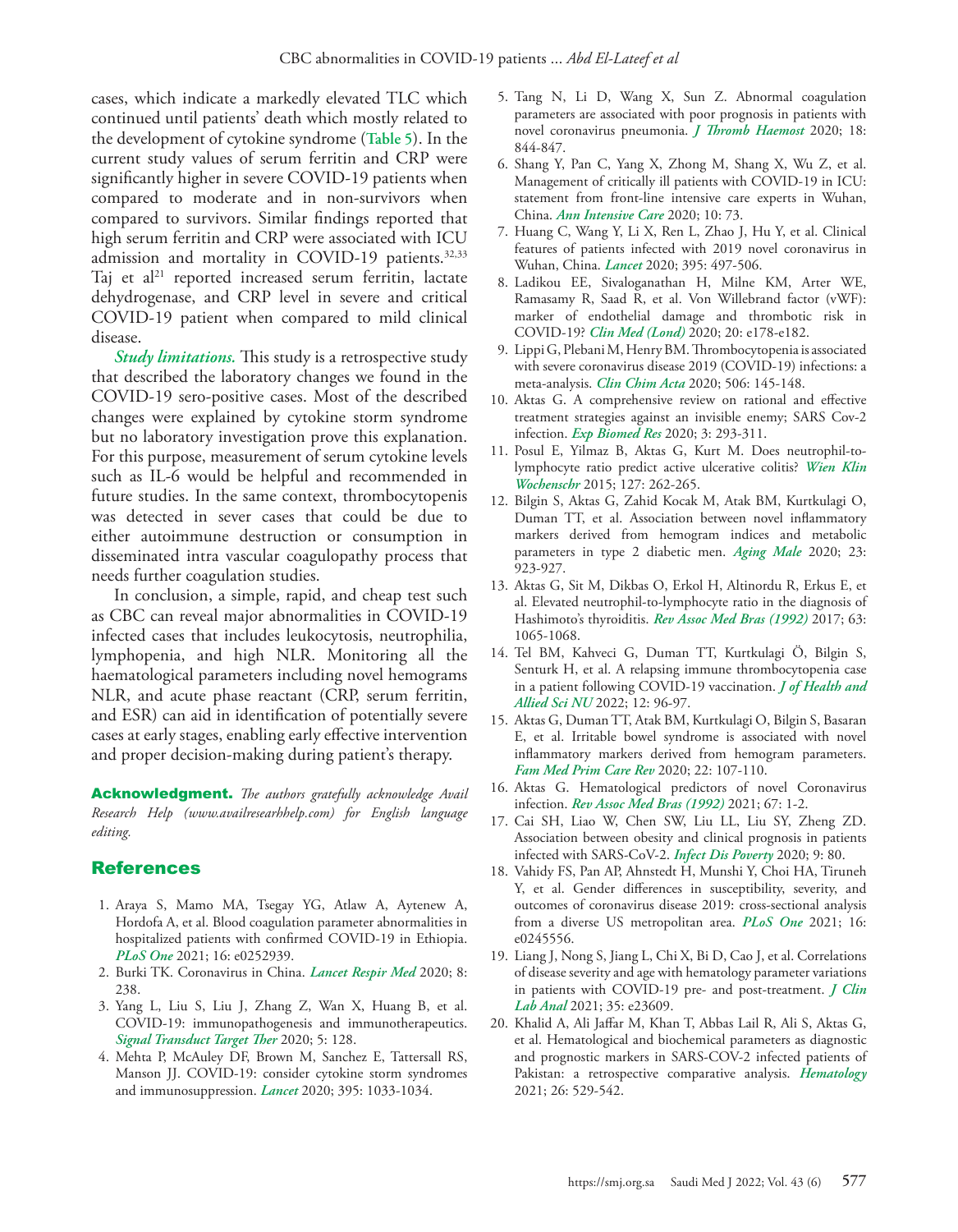cases, which indicate a markedly elevated TLC which continued until patients' death which mostly related to the development of cytokine syndrome (**Table 5**). In the current study values of serum ferritin and CRP were significantly higher in severe COVID-19 patients when compared to moderate and in non-survivors when compared to survivors. Similar findings reported that high serum ferritin and CRP were associated with ICU admission and mortality in COVID-19 patients.[32,33] Taj et al[21] reported increased serum ferritin, lactate dehydrogenase, and CRP level in severe and critical COVID-19 patient when compared to mild clinical disease.

***Study limitations.*** This study is a retrospective study that described the laboratory changes we found in the COVID-19 sero-positive cases. Most of the described changes were explained by cytokine storm syndrome but no laboratory investigation prove this explanation. For this purpose, measurement of serum cytokine levels such as IL-6 would be helpful and recommended in future studies. In the same context, thrombocytopenis was detected in sever cases that could be due to either autoimmune destruction or consumption in disseminated intra vascular coagulopathy process that needs further coagulation studies.

In conclusion, a simple, rapid, and cheap test such as CBC can reveal major abnormalities in COVID-19 infected cases that includes leukocytosis, neutrophilia, lymphopenia, and high NLR. Monitoring all the haematological parameters including novel hemograms NLR, and acute phase reactant (CRP, serum ferritin, and ESR) can aid in identification of potentially severe cases at early stages, enabling early effective intervention and proper decision-making during patient's therapy.

**Acknowledgment.** *The authors gratefully acknowledge Avail Research Help (www.availresearhhelp.com) for English language editing.*

## References

1. Araya S, Mamo MA, Tsegay YG, Atlaw A, Aytenew A, Hordofa A, et al. Blood coagulation parameter abnormalities in hospitalized patients with confirmed COVID-19 in Ethiopia. *PLoS One* 2021; 16: e0252939.
2. Burki TK. Coronavirus in China. *Lancet Respir Med* 2020; 8: 238.
3. Yang L, Liu S, Liu J, Zhang Z, Wan X, Huang B, et al. COVID-19: immunopathogenesis and immunotherapeutics. *Signal Transduct Target Ther* 2020; 5: 128.
4. Mehta P, McAuley DF, Brown M, Sanchez E, Tattersall RS, Manson JJ. COVID-19: consider cytokine storm syndromes and immunosuppression. *Lancet* 2020; 395: 1033-1034.
5. Tang N, Li D, Wang X, Sun Z. Abnormal coagulation parameters are associated with poor prognosis in patients with novel coronavirus pneumonia. *J Thromb Haemost* 2020; 18: 844-847.
6. Shang Y, Pan C, Yang X, Zhong M, Shang X, Wu Z, et al. Management of critically ill patients with COVID-19 in ICU: statement from front-line intensive care experts in Wuhan, China. *Ann Intensive Care* 2020; 10: 73.
7. Huang C, Wang Y, Li X, Ren L, Zhao J, Hu Y, et al. Clinical features of patients infected with 2019 novel coronavirus in Wuhan, China. *Lancet* 2020; 395: 497-506.
8. Ladikou EE, Sivaloganathan H, Milne KM, Arter WE, Ramasamy R, Saad R, et al. Von Willebrand factor (vWF): marker of endothelial damage and thrombotic risk in COVID-19? *Clin Med (Lond)* 2020; 20: e178-e182.
9. Lippi G, Plebani M, Henry BM. Thrombocytopenia is associated with severe coronavirus disease 2019 (COVID-19) infections: a meta-analysis. *Clin Chim Acta* 2020; 506: 145-148.
10. Aktas G. A comprehensive review on rational and effective treatment strategies against an invisible enemy; SARS Cov-2 infection. *Exp Biomed Res* 2020; 3: 293-311.
11. Posul E, Yilmaz B, Aktas G, Kurt M. Does neutrophil-to-lymphocyte ratio predict active ulcerative colitis? *Wien Klin Wochenschr* 2015; 127: 262-265.
12. Bilgin S, Aktas G, Zahid Kocak M, Atak BM, Kurtkulagi O, Duman TT, et al. Association between novel inflammatory markers derived from hemogram indices and metabolic parameters in type 2 diabetic men. *Aging Male* 2020; 23: 923-927.
13. Aktas G, Sit M, Dikbas O, Erkol H, Altinordu R, Erkus E, et al. Elevated neutrophil-to-lymphocyte ratio in the diagnosis of Hashimoto's thyroiditis. *Rev Assoc Med Bras (1992)* 2017; 63: 1065-1068.
14. Tel BM, Kahveci G, Duman TT, Kurtkulagi Ö, Bilgin S, Senturk H, et al. A relapsing immune thrombocytopenia case in a patient following COVID-19 vaccination. *J of Health and Allied Sci NU* 2022; 12: 96-97.
15. Aktas G, Duman TT, Atak BM, Kurtkulagi O, Bilgin S, Basaran E, et al. Irritable bowel syndrome is associated with novel inflammatory markers derived from hemogram parameters. *Fam Med Prim Care Rev* 2020; 22: 107-110.
16. Aktas G. Hematological predictors of novel Coronavirus infection. *Rev Assoc Med Bras (1992)* 2021; 67: 1-2.
17. Cai SH, Liao W, Chen SW, Liu LL, Liu SY, Zheng ZD. Association between obesity and clinical prognosis in patients infected with SARS-CoV-2. *Infect Dis Poverty* 2020; 9: 80.
18. Vahidy FS, Pan AP, Ahnstedt H, Munshi Y, Choi HA, Tiruneh Y, et al. Gender differences in susceptibility, severity, and outcomes of coronavirus disease 2019: cross-sectional analysis from a diverse US metropolitan area. *PLoS One* 2021; 16: e0245556.
19. Liang J, Nong S, Jiang L, Chi X, Bi D, Cao J, et al. Correlations of disease severity and age with hematology parameter variations in patients with COVID-19 pre- and post-treatment. *J Clin Lab Anal* 2021; 35: e23609.
20. Khalid A, Ali Jaffar M, Khan T, Abbas Lail R, Ali S, Aktas G, et al. Hematological and biochemical parameters as diagnostic and prognostic markers in SARS-COV-2 infected patients of Pakistan: a retrospective comparative analysis. *Hematology* 2021; 26: 529-542.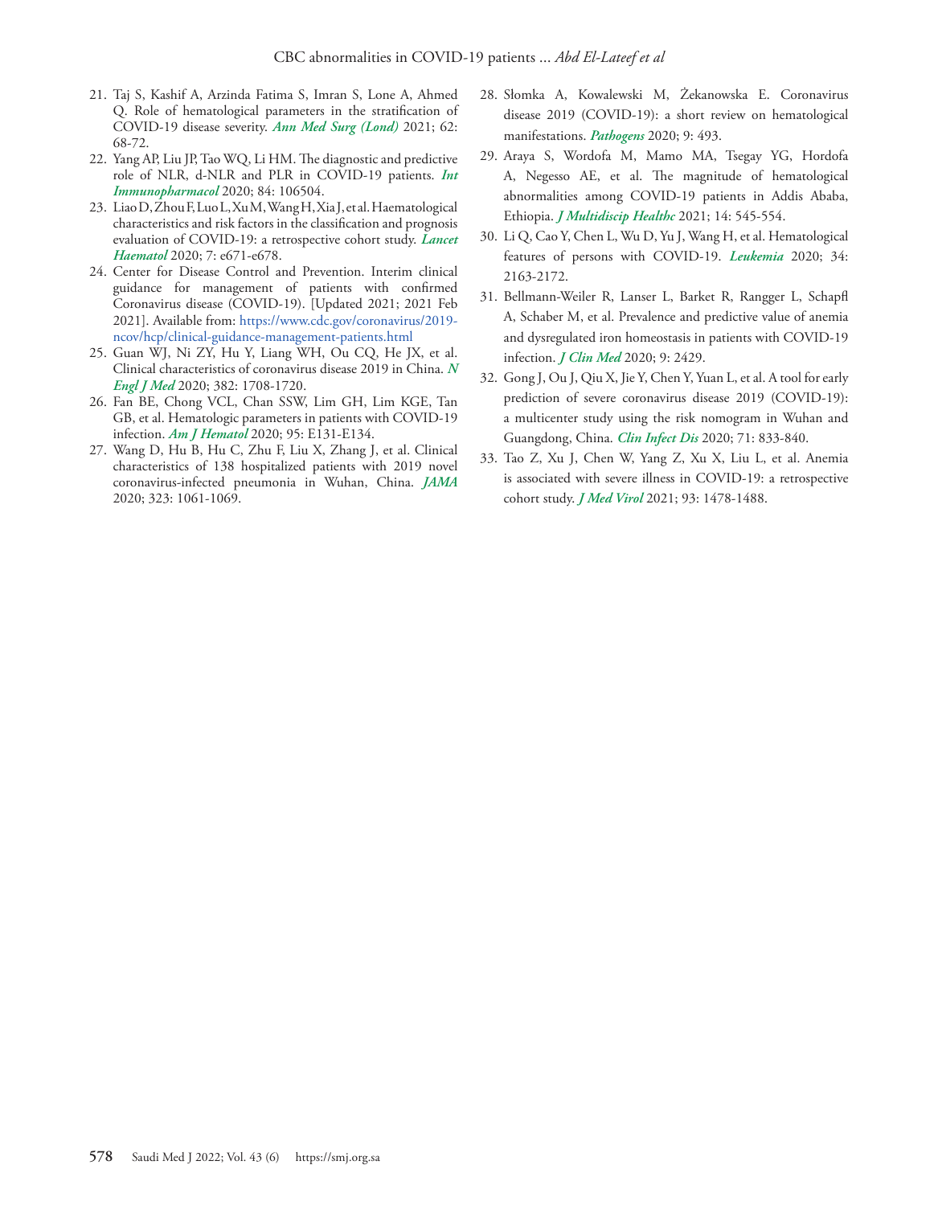21. Taj S, Kashif A, Arzinda Fatima S, Imran S, Lone A, Ahmed Q. Role of hematological parameters in the stratification of COVID-19 disease severity. *Ann Med Surg (Lond)* 2021; 62: 68-72.
22. Yang AP, Liu JP, Tao WQ, Li HM. The diagnostic and predictive role of NLR, d-NLR and PLR in COVID-19 patients. *Int Immunopharmacol* 2020; 84: 106504.
23. Liao D, Zhou F, Luo L, Xu M, Wang H, Xia J, et al. Haematological characteristics and risk factors in the classification and prognosis evaluation of COVID-19: a retrospective cohort study. *Lancet Haematol* 2020; 7: e671-e678.
24. Center for Disease Control and Prevention. Interim clinical guidance for management of patients with confirmed Coronavirus disease (COVID-19). [Updated 2021; 2021 Feb 2021]. Available from: https://www.cdc.gov/coronavirus/2019-ncov/hcp/clinical-guidance-management-patients.html
25. Guan WJ, Ni ZY, Hu Y, Liang WH, Ou CQ, He JX, et al. Clinical characteristics of coronavirus disease 2019 in China. *N Engl J Med* 2020; 382: 1708-1720.
26. Fan BE, Chong VCL, Chan SSW, Lim GH, Lim KGE, Tan GB, et al. Hematologic parameters in patients with COVID-19 infection. *Am J Hematol* 2020; 95: E131-E134.
27. Wang D, Hu B, Hu C, Zhu F, Liu X, Zhang J, et al. Clinical characteristics of 138 hospitalized patients with 2019 novel coronavirus-infected pneumonia in Wuhan, China. *JAMA* 2020; 323: 1061-1069.
28. Słomka A, Kowalewski M, Żekanowska E. Coronavirus disease 2019 (COVID-19): a short review on hematological manifestations. *Pathogens* 2020; 9: 493.
29. Araya S, Wordofa M, Mamo MA, Tsegay YG, Hordofa A, Negesso AE, et al. The magnitude of hematological abnormalities among COVID-19 patients in Addis Ababa, Ethiopia. *J Multidiscip Healthc* 2021; 14: 545-554.
30. Li Q, Cao Y, Chen L, Wu D, Yu J, Wang H, et al. Hematological features of persons with COVID-19. *Leukemia* 2020; 34: 2163-2172.
31. Bellmann-Weiler R, Lanser L, Barket R, Rangger L, Schapfl A, Schaber M, et al. Prevalence and predictive value of anemia and dysregulated iron homeostasis in patients with COVID-19 infection. *J Clin Med* 2020; 9: 2429.
32. Gong J, Ou J, Qiu X, Jie Y, Chen Y, Yuan L, et al. A tool for early prediction of severe coronavirus disease 2019 (COVID-19): a multicenter study using the risk nomogram in Wuhan and Guangdong, China. *Clin Infect Dis* 2020; 71: 833-840.
33. Tao Z, Xu J, Chen W, Yang Z, Xu X, Liu L, et al. Anemia is associated with severe illness in COVID-19: a retrospective cohort study. *J Med Virol* 2021; 93: 1478-1488.